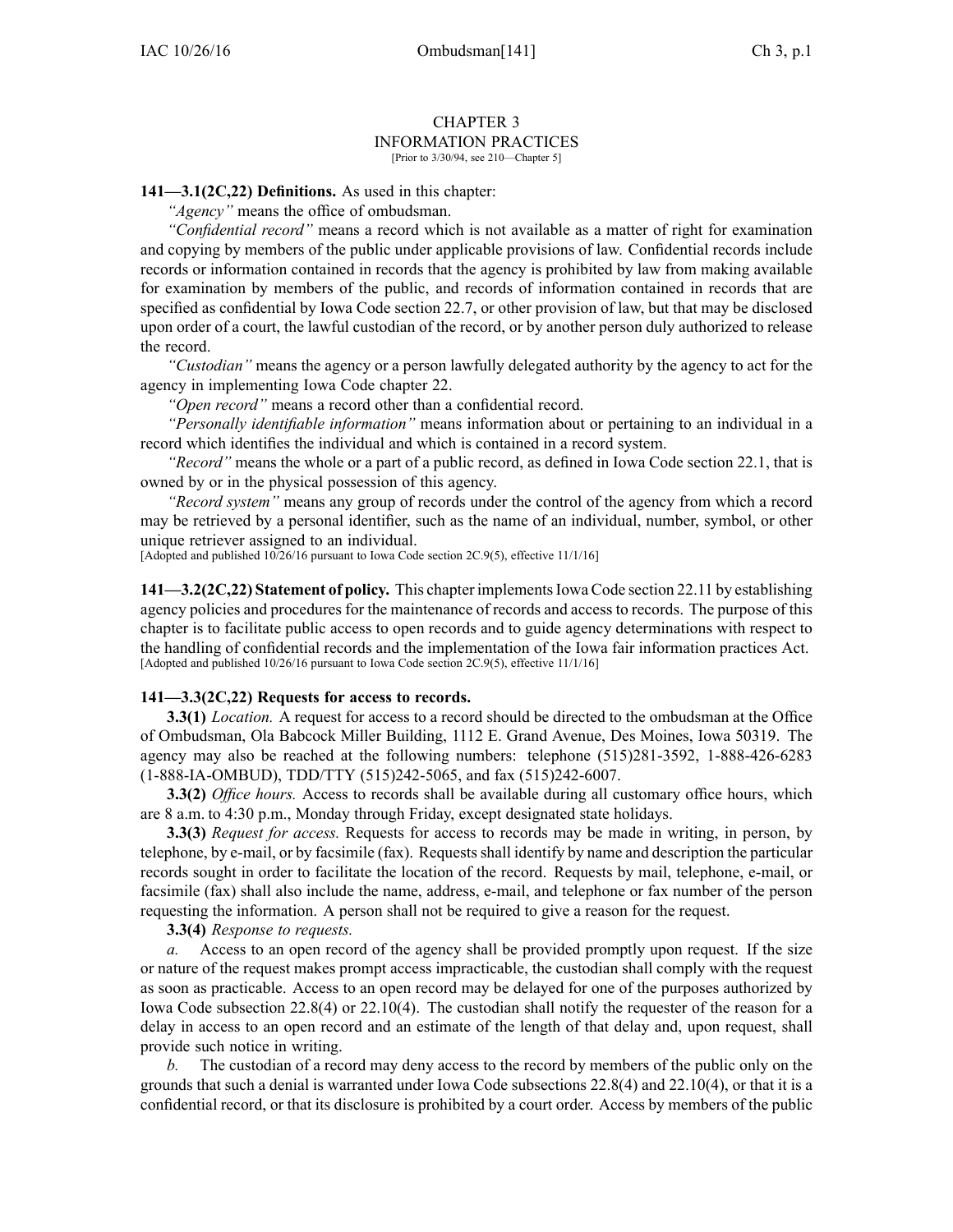# CHAPTER 3
## INFORMATION PRACTICES

[Prior to 3/30/94, see 210—Chapter 5]

**141—3.1(2C,22) Definitions.** As used in this chapter:

*"Agency"* means the office of ombudsman.

*"Confidential record"* means a record which is not available as a matter of right for examination and copying by members of the public under applicable provisions of law. Confidential records include records or information contained in records that the agency is prohibited by law from making available for examination by members of the public, and records of information contained in records that are specified as confidential by Iowa Code section 22.7, or other provision of law, but that may be disclosed upon order of a court, the lawful custodian of the record, or by another person duly authorized to release the record.

*"Custodian"* means the agency or a person lawfully delegated authority by the agency to act for the agency in implementing Iowa Code chapter 22.

*"Open record"* means a record other than a confidential record.

*"Personally identifiable information"* means information about or pertaining to an individual in a record which identifies the individual and which is contained in a record system.

*"Record"* means the whole or a part of a public record, as defined in Iowa Code section 22.1, that is owned by or in the physical possession of this agency.

*"Record system"* means any group of records under the control of the agency from which a record may be retrieved by a personal identifier, such as the name of an individual, number, symbol, or other unique retriever assigned to an individual.

[Adopted and published 10/26/16 pursuant to Iowa Code section 2C.9(5), effective 11/1/16]

**141—3.2(2C,22) Statement of policy.** This chapter implements Iowa Code section 22.11 by establishing agency policies and procedures for the maintenance of records and access to records. The purpose of this chapter is to facilitate public access to open records and to guide agency determinations with respect to the handling of confidential records and the implementation of the Iowa fair information practices Act.

[Adopted and published 10/26/16 pursuant to Iowa Code section 2C.9(5), effective 11/1/16]

**141—3.3(2C,22) Requests for access to records.**

**3.3(1)** *Location.* A request for access to a record should be directed to the ombudsman at the Office of Ombudsman, Ola Babcock Miller Building, 1112 E. Grand Avenue, Des Moines, Iowa 50319. The agency may also be reached at the following numbers: telephone (515)281-3592, 1-888-426-6283 (1-888-IA-OMBUD), TDD/TTY (515)242-5065, and fax (515)242-6007.

**3.3(2)** *Office hours.* Access to records shall be available during all customary office hours, which are 8 a.m. to 4:30 p.m., Monday through Friday, except designated state holidays.

**3.3(3)** *Request for access.* Requests for access to records may be made in writing, in person, by telephone, by e-mail, or by facsimile (fax). Requests shall identify by name and description the particular records sought in order to facilitate the location of the record. Requests by mail, telephone, e-mail, or facsimile (fax) shall also include the name, address, e-mail, and telephone or fax number of the person requesting the information. A person shall not be required to give a reason for the request.

**3.3(4)** *Response to requests.*

*a.* Access to an open record of the agency shall be provided promptly upon request. If the size or nature of the request makes prompt access impracticable, the custodian shall comply with the request as soon as practicable. Access to an open record may be delayed for one of the purposes authorized by Iowa Code subsection 22.8(4) or 22.10(4). The custodian shall notify the requester of the reason for a delay in access to an open record and an estimate of the length of that delay and, upon request, shall provide such notice in writing.

*b.* The custodian of a record may deny access to the record by members of the public only on the grounds that such a denial is warranted under Iowa Code subsections 22.8(4) and 22.10(4), or that it is a confidential record, or that its disclosure is prohibited by a court order. Access by members of the public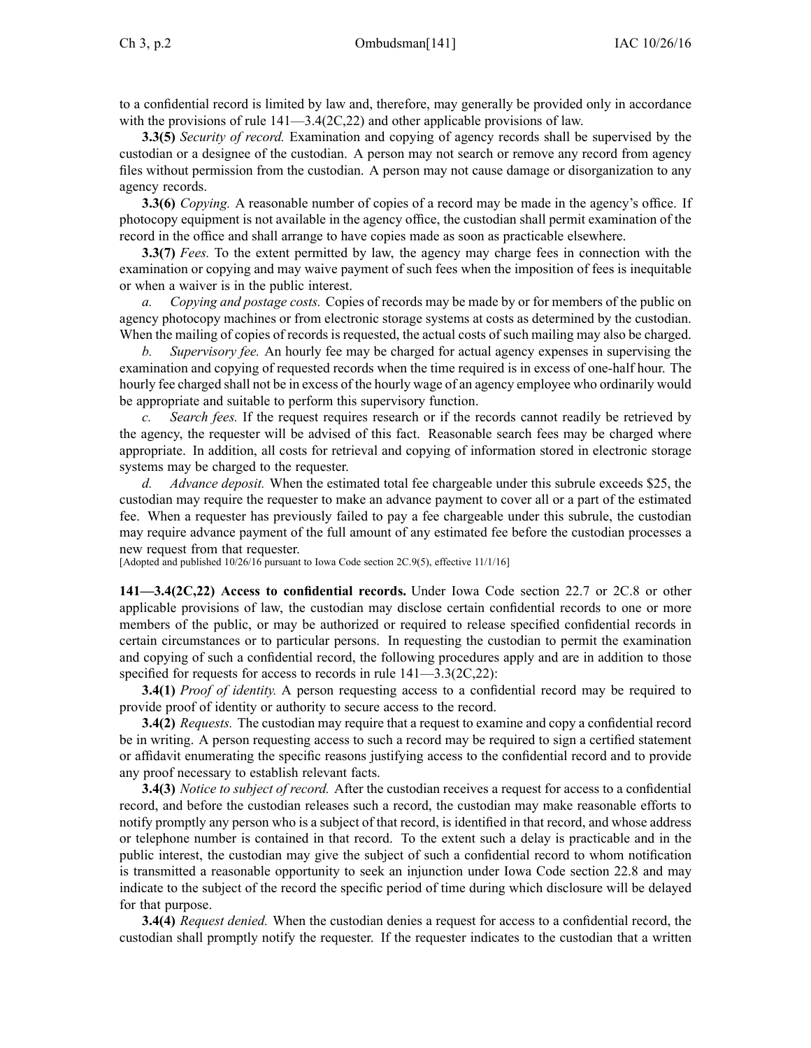to a confidential record is limited by law and, therefore, may generally be provided only in accordance with the provisions of rule 141—3.4(2C,22) and other applicable provisions of law.

**3.3(5)** *Security of record.* Examination and copying of agency records shall be supervised by the custodian or a designee of the custodian. A person may not search or remove any record from agency files without permission from the custodian. A person may not cause damage or disorganization to any agency records.

**3.3(6)** *Copying.* A reasonable number of copies of a record may be made in the agency's office. If photocopy equipment is not available in the agency office, the custodian shall permit examination of the record in the office and shall arrange to have copies made as soon as practicable elsewhere.

**3.3(7)** *Fees.* To the extent permitted by law, the agency may charge fees in connection with the examination or copying and may waive payment of such fees when the imposition of fees is inequitable or when a waiver is in the public interest.

*a. Copying and postage costs.* Copies of records may be made by or for members of the public on agency photocopy machines or from electronic storage systems at costs as determined by the custodian. When the mailing of copies of records is requested, the actual costs of such mailing may also be charged.

*b. Supervisory fee.* An hourly fee may be charged for actual agency expenses in supervising the examination and copying of requested records when the time required is in excess of one-half hour. The hourly fee charged shall not be in excess of the hourly wage of an agency employee who ordinarily would be appropriate and suitable to perform this supervisory function.

*c. Search fees.* If the request requires research or if the records cannot readily be retrieved by the agency, the requester will be advised of this fact. Reasonable search fees may be charged where appropriate. In addition, all costs for retrieval and copying of information stored in electronic storage systems may be charged to the requester.

*d. Advance deposit.* When the estimated total fee chargeable under this subrule exceeds $25, the custodian may require the requester to make an advance payment to cover all or a part of the estimated fee. When a requester has previously failed to pay a fee chargeable under this subrule, the custodian may require advance payment of the full amount of any estimated fee before the custodian processes a new request from that requester.

[Adopted and published 10/26/16 pursuant to Iowa Code section 2C.9(5), effective 11/1/16]

**141—3.4(2C,22) Access to confidential records.** Under Iowa Code section 22.7 or 2C.8 or other applicable provisions of law, the custodian may disclose certain confidential records to one or more members of the public, or may be authorized or required to release specified confidential records in certain circumstances or to particular persons. In requesting the custodian to permit the examination and copying of such a confidential record, the following procedures apply and are in addition to those specified for requests for access to records in rule 141—3.3(2C,22):

**3.4(1)** *Proof of identity.* A person requesting access to a confidential record may be required to provide proof of identity or authority to secure access to the record.

**3.4(2)** *Requests.* The custodian may require that a request to examine and copy a confidential record be in writing. A person requesting access to such a record may be required to sign a certified statement or affidavit enumerating the specific reasons justifying access to the confidential record and to provide any proof necessary to establish relevant facts.

**3.4(3)** *Notice to subject of record.* After the custodian receives a request for access to a confidential record, and before the custodian releases such a record, the custodian may make reasonable efforts to notify promptly any person who is a subject of that record, is identified in that record, and whose address or telephone number is contained in that record. To the extent such a delay is practicable and in the public interest, the custodian may give the subject of such a confidential record to whom notification is transmitted a reasonable opportunity to seek an injunction under Iowa Code section 22.8 and may indicate to the subject of the record the specific period of time during which disclosure will be delayed for that purpose.

**3.4(4)** *Request denied.* When the custodian denies a request for access to a confidential record, the custodian shall promptly notify the requester. If the requester indicates to the custodian that a written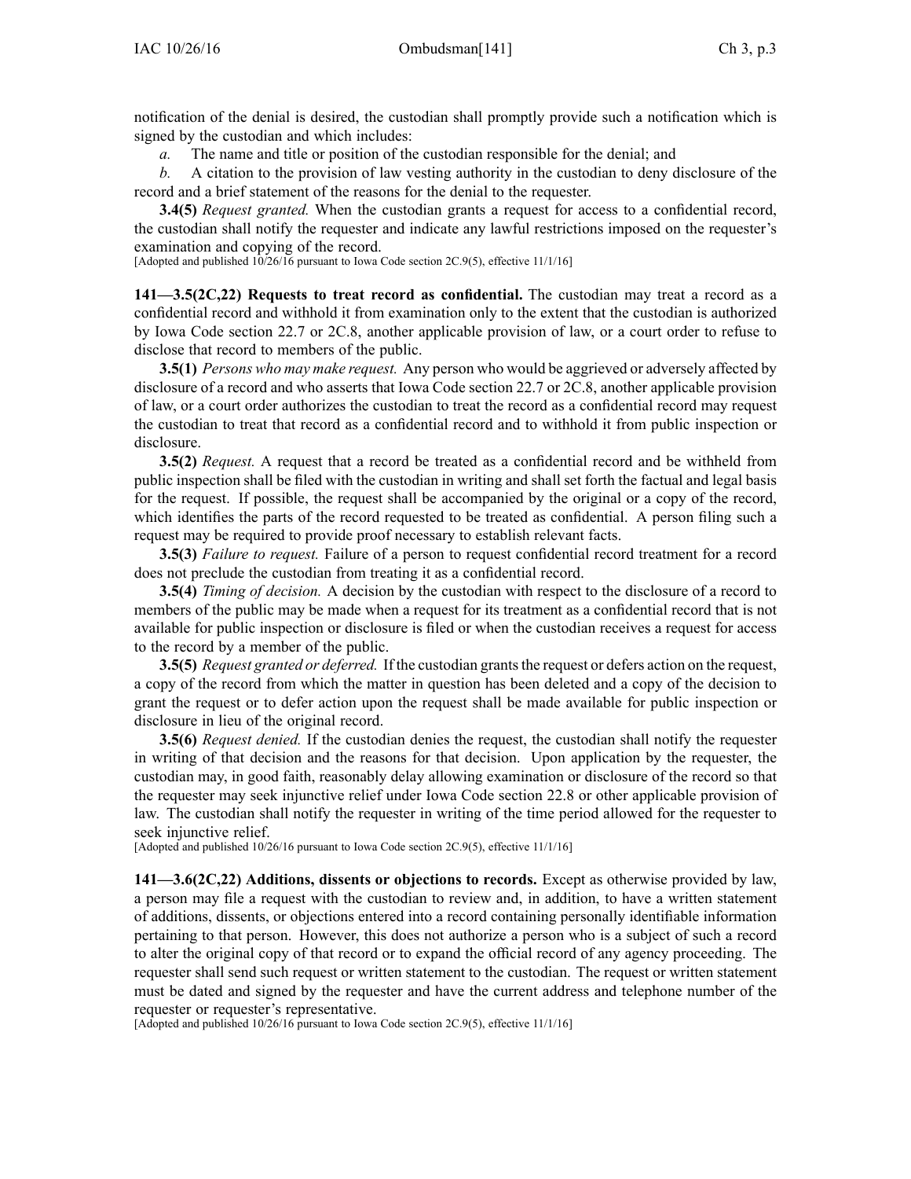notification of the denial is desired, the custodian shall promptly provide such a notification which is signed by the custodian and which includes:

*a.* The name and title or position of the custodian responsible for the denial; and

*b.* A citation to the provision of law vesting authority in the custodian to deny disclosure of the record and a brief statement of the reasons for the denial to the requester.

**3.4(5)** *Request granted.* When the custodian grants a request for access to a confidential record, the custodian shall notify the requester and indicate any lawful restrictions imposed on the requester's examination and copying of the record.

[Adopted and published 10/26/16 pursuant to Iowa Code section 2C.9(5), effective 11/1/16]

**141—3.5(2C,22) Requests to treat record as confidential.** The custodian may treat a record as a confidential record and withhold it from examination only to the extent that the custodian is authorized by Iowa Code section 22.7 or 2C.8, another applicable provision of law, or a court order to refuse to disclose that record to members of the public.

**3.5(1)** *Persons who may make request.* Any person who would be aggrieved or adversely affected by disclosure of a record and who asserts that Iowa Code section 22.7 or 2C.8, another applicable provision of law, or a court order authorizes the custodian to treat the record as a confidential record may request the custodian to treat that record as a confidential record and to withhold it from public inspection or disclosure.

**3.5(2)** *Request.* A request that a record be treated as a confidential record and be withheld from public inspection shall be filed with the custodian in writing and shall set forth the factual and legal basis for the request. If possible, the request shall be accompanied by the original or a copy of the record, which identifies the parts of the record requested to be treated as confidential. A person filing such a request may be required to provide proof necessary to establish relevant facts.

**3.5(3)** *Failure to request.* Failure of a person to request confidential record treatment for a record does not preclude the custodian from treating it as a confidential record.

**3.5(4)** *Timing of decision.* A decision by the custodian with respect to the disclosure of a record to members of the public may be made when a request for its treatment as a confidential record that is not available for public inspection or disclosure is filed or when the custodian receives a request for access to the record by a member of the public.

**3.5(5)** *Request granted or deferred.* If the custodian grants the request or defers action on the request, a copy of the record from which the matter in question has been deleted and a copy of the decision to grant the request or to defer action upon the request shall be made available for public inspection or disclosure in lieu of the original record.

**3.5(6)** *Request denied.* If the custodian denies the request, the custodian shall notify the requester in writing of that decision and the reasons for that decision. Upon application by the requester, the custodian may, in good faith, reasonably delay allowing examination or disclosure of the record so that the requester may seek injunctive relief under Iowa Code section 22.8 or other applicable provision of law. The custodian shall notify the requester in writing of the time period allowed for the requester to seek injunctive relief.

[Adopted and published 10/26/16 pursuant to Iowa Code section 2C.9(5), effective 11/1/16]

**141—3.6(2C,22) Additions, dissents or objections to records.** Except as otherwise provided by law, a person may file a request with the custodian to review and, in addition, to have a written statement of additions, dissents, or objections entered into a record containing personally identifiable information pertaining to that person. However, this does not authorize a person who is a subject of such a record to alter the original copy of that record or to expand the official record of any agency proceeding. The requester shall send such request or written statement to the custodian. The request or written statement must be dated and signed by the requester and have the current address and telephone number of the requester or requester's representative.

[Adopted and published 10/26/16 pursuant to Iowa Code section 2C.9(5), effective 11/1/16]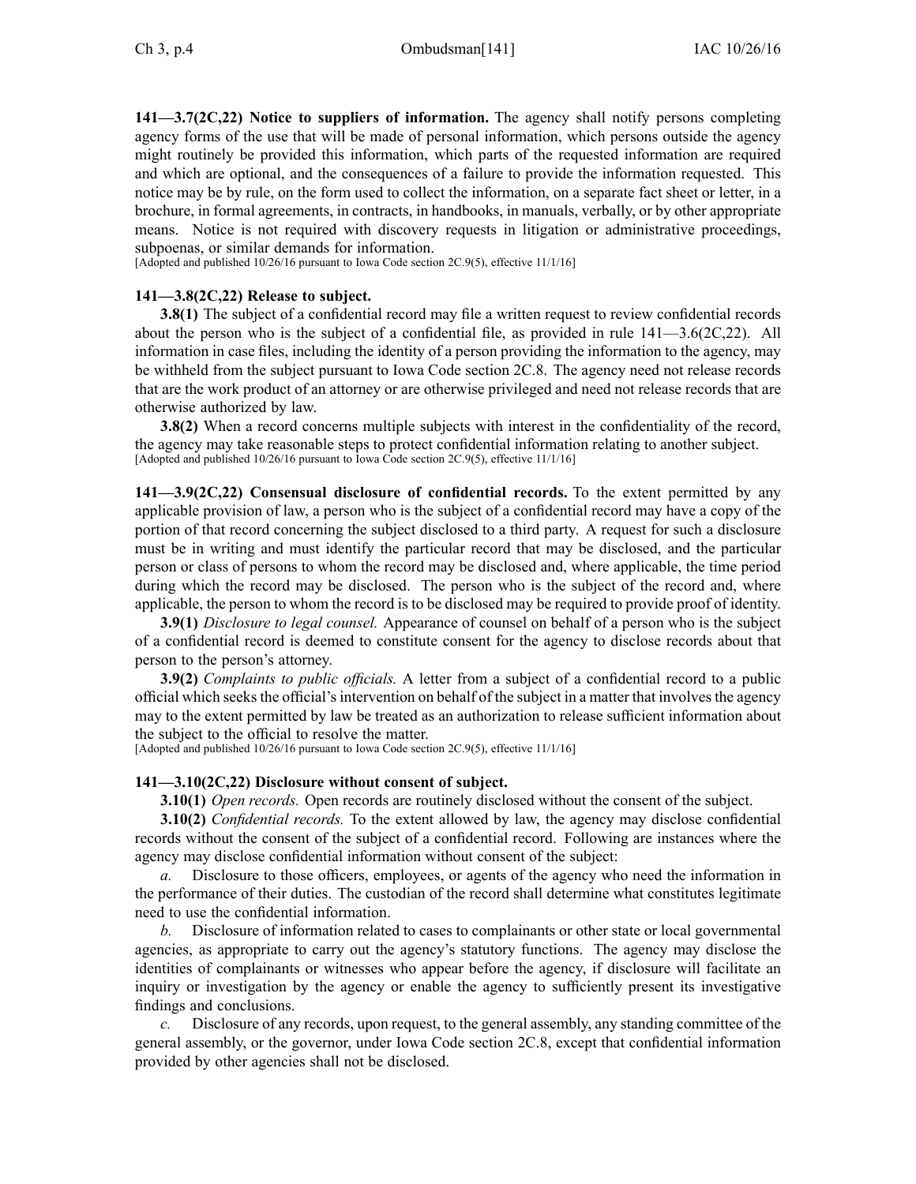**141—3.7(2C,22) Notice to suppliers of information.** The agency shall notify persons completing agency forms of the use that will be made of personal information, which persons outside the agency might routinely be provided this information, which parts of the requested information are required and which are optional, and the consequences of a failure to provide the information requested. This notice may be by rule, on the form used to collect the information, on a separate fact sheet or letter, in a brochure, in formal agreements, in contracts, in handbooks, in manuals, verbally, or by other appropriate means. Notice is not required with discovery requests in litigation or administrative proceedings, subpoenas, or similar demands for information.
[Adopted and published 10/26/16 pursuant to Iowa Code section 2C.9(5), effective 11/1/16]

**141—3.8(2C,22) Release to subject.**

**3.8(1)** The subject of a confidential record may file a written request to review confidential records about the person who is the subject of a confidential file, as provided in rule 141—3.6(2C,22). All information in case files, including the identity of a person providing the information to the agency, may be withheld from the subject pursuant to Iowa Code section 2C.8. The agency need not release records that are the work product of an attorney or are otherwise privileged and need not release records that are otherwise authorized by law.

**3.8(2)** When a record concerns multiple subjects with interest in the confidentiality of the record, the agency may take reasonable steps to protect confidential information relating to another subject.
[Adopted and published 10/26/16 pursuant to Iowa Code section 2C.9(5), effective 11/1/16]

**141—3.9(2C,22) Consensual disclosure of confidential records.** To the extent permitted by any applicable provision of law, a person who is the subject of a confidential record may have a copy of the portion of that record concerning the subject disclosed to a third party. A request for such a disclosure must be in writing and must identify the particular record that may be disclosed, and the particular person or class of persons to whom the record may be disclosed and, where applicable, the time period during which the record may be disclosed. The person who is the subject of the record and, where applicable, the person to whom the record is to be disclosed may be required to provide proof of identity.

**3.9(1)** *Disclosure to legal counsel.* Appearance of counsel on behalf of a person who is the subject of a confidential record is deemed to constitute consent for the agency to disclose records about that person to the person's attorney.

**3.9(2)** *Complaints to public officials.* A letter from a subject of a confidential record to a public official which seeks the official's intervention on behalf of the subject in a matter that involves the agency may to the extent permitted by law be treated as an authorization to release sufficient information about the subject to the official to resolve the matter.
[Adopted and published 10/26/16 pursuant to Iowa Code section 2C.9(5), effective 11/1/16]

**141—3.10(2C,22) Disclosure without consent of subject.**

**3.10(1)** *Open records.* Open records are routinely disclosed without the consent of the subject.

**3.10(2)** *Confidential records.* To the extent allowed by law, the agency may disclose confidential records without the consent of the subject of a confidential record. Following are instances where the agency may disclose confidential information without consent of the subject:

*a.* Disclosure to those officers, employees, or agents of the agency who need the information in the performance of their duties. The custodian of the record shall determine what constitutes legitimate need to use the confidential information.

*b.* Disclosure of information related to cases to complainants or other state or local governmental agencies, as appropriate to carry out the agency's statutory functions. The agency may disclose the identities of complainants or witnesses who appear before the agency, if disclosure will facilitate an inquiry or investigation by the agency or enable the agency to sufficiently present its investigative findings and conclusions.

*c.* Disclosure of any records, upon request, to the general assembly, any standing committee of the general assembly, or the governor, under Iowa Code section 2C.8, except that confidential information provided by other agencies shall not be disclosed.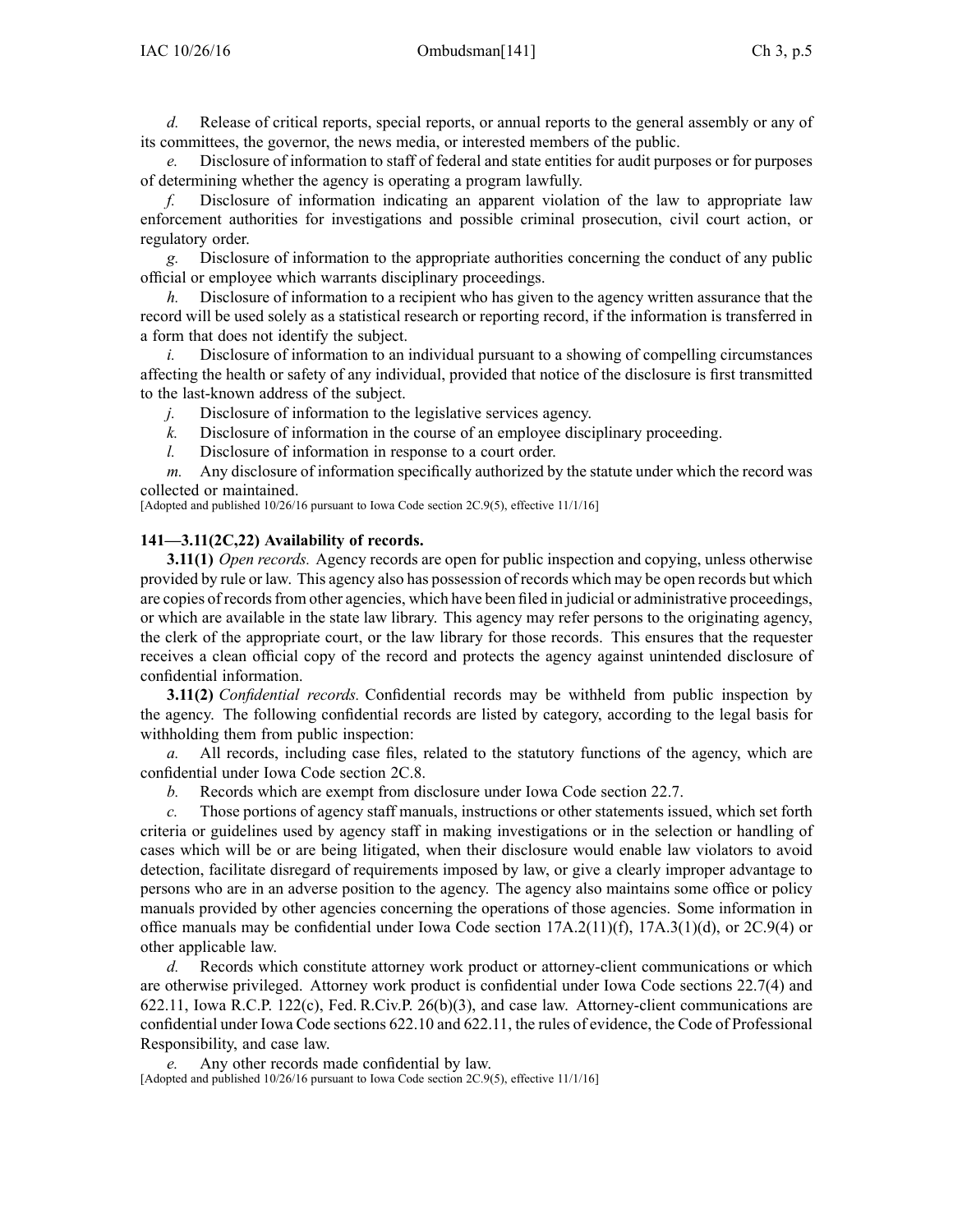*d.* Release of critical reports, special reports, or annual reports to the general assembly or any of its committees, the governor, the news media, or interested members of the public.

*e.* Disclosure of information to staff of federal and state entities for audit purposes or for purposes of determining whether the agency is operating a program lawfully.

*f.* Disclosure of information indicating an apparent violation of the law to appropriate law enforcement authorities for investigations and possible criminal prosecution, civil court action, or regulatory order.

*g.* Disclosure of information to the appropriate authorities concerning the conduct of any public official or employee which warrants disciplinary proceedings.

*h.* Disclosure of information to a recipient who has given to the agency written assurance that the record will be used solely as a statistical research or reporting record, if the information is transferred in a form that does not identify the subject.

*i.* Disclosure of information to an individual pursuant to a showing of compelling circumstances affecting the health or safety of any individual, provided that notice of the disclosure is first transmitted to the last-known address of the subject.

*j.* Disclosure of information to the legislative services agency.

*k.* Disclosure of information in the course of an employee disciplinary proceeding.

*l.* Disclosure of information in response to a court order.

*m.* Any disclosure of information specifically authorized by the statute under which the record was collected or maintained.

[Adopted and published 10/26/16 pursuant to Iowa Code section 2C.9(5), effective 11/1/16]

**141—3.11(2C,22) Availability of records.**

**3.11(1)** *Open records.* Agency records are open for public inspection and copying, unless otherwise provided by rule or law. This agency also has possession of records which may be open records but which are copies of records from other agencies, which have been filed in judicial or administrative proceedings, or which are available in the state law library. This agency may refer persons to the originating agency, the clerk of the appropriate court, or the law library for those records. This ensures that the requester receives a clean official copy of the record and protects the agency against unintended disclosure of confidential information.

**3.11(2)** *Confidential records.* Confidential records may be withheld from public inspection by the agency. The following confidential records are listed by category, according to the legal basis for withholding them from public inspection:

*a.* All records, including case files, related to the statutory functions of the agency, which are confidential under Iowa Code section 2C.8.

*b.* Records which are exempt from disclosure under Iowa Code section 22.7.

*c.* Those portions of agency staff manuals, instructions or other statements issued, which set forth criteria or guidelines used by agency staff in making investigations or in the selection or handling of cases which will be or are being litigated, when their disclosure would enable law violators to avoid detection, facilitate disregard of requirements imposed by law, or give a clearly improper advantage to persons who are in an adverse position to the agency. The agency also maintains some office or policy manuals provided by other agencies concerning the operations of those agencies. Some information in office manuals may be confidential under Iowa Code section 17A.2(11)(f), 17A.3(1)(d), or 2C.9(4) or other applicable law.

*d.* Records which constitute attorney work product or attorney-client communications or which are otherwise privileged. Attorney work product is confidential under Iowa Code sections 22.7(4) and 622.11, Iowa R.C.P. 122(c), Fed. R.Civ.P. 26(b)(3), and case law. Attorney-client communications are confidential under Iowa Code sections 622.10 and 622.11, the rules of evidence, the Code of Professional Responsibility, and case law.

*e.* Any other records made confidential by law.

[Adopted and published 10/26/16 pursuant to Iowa Code section 2C.9(5), effective 11/1/16]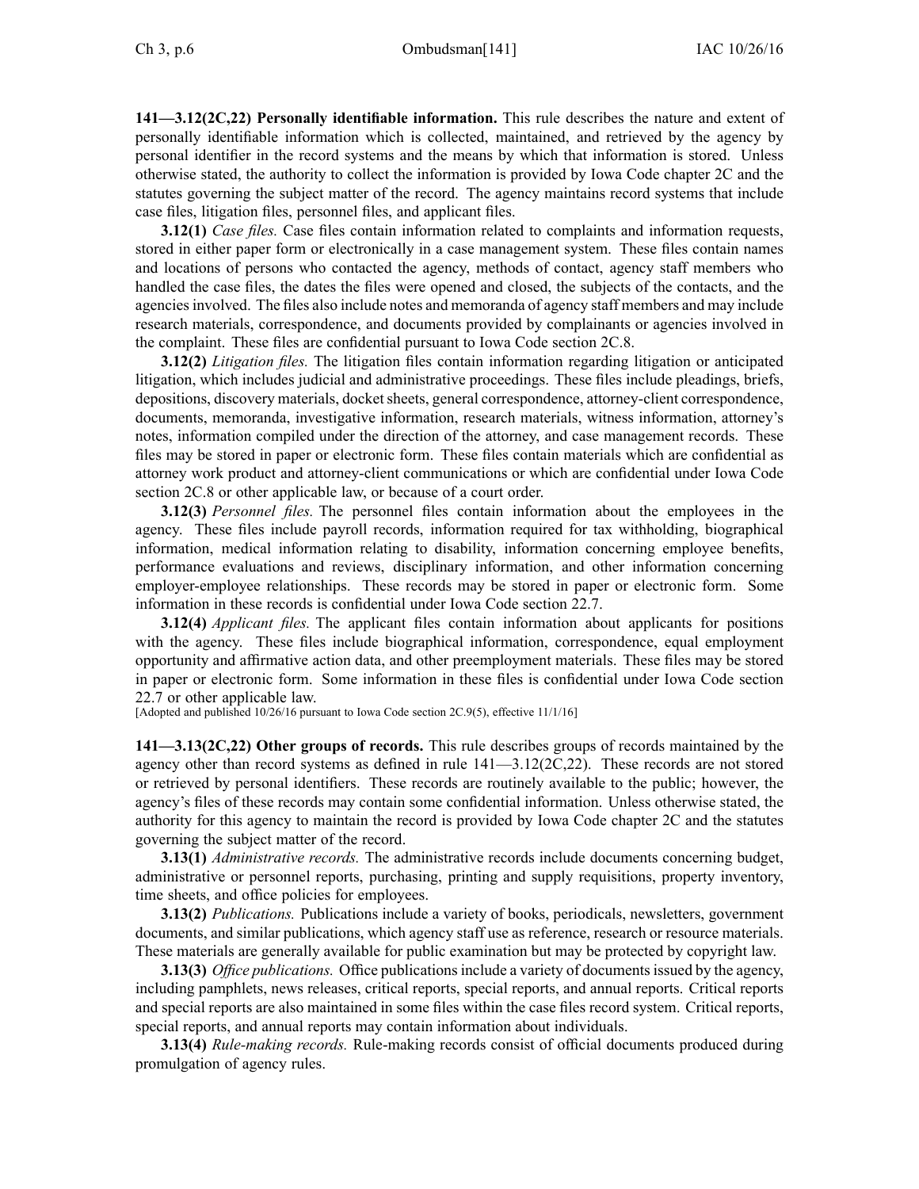**141—3.12(2C,22) Personally identifiable information.** This rule describes the nature and extent of personally identifiable information which is collected, maintained, and retrieved by the agency by personal identifier in the record systems and the means by which that information is stored. Unless otherwise stated, the authority to collect the information is provided by Iowa Code chapter 2C and the statutes governing the subject matter of the record. The agency maintains record systems that include case files, litigation files, personnel files, and applicant files.

**3.12(1)** *Case files.* Case files contain information related to complaints and information requests, stored in either paper form or electronically in a case management system. These files contain names and locations of persons who contacted the agency, methods of contact, agency staff members who handled the case files, the dates the files were opened and closed, the subjects of the contacts, and the agencies involved. The files also include notes and memoranda of agency staff members and may include research materials, correspondence, and documents provided by complainants or agencies involved in the complaint. These files are confidential pursuant to Iowa Code section 2C.8.

**3.12(2)** *Litigation files.* The litigation files contain information regarding litigation or anticipated litigation, which includes judicial and administrative proceedings. These files include pleadings, briefs, depositions, discovery materials, docket sheets, general correspondence, attorney-client correspondence, documents, memoranda, investigative information, research materials, witness information, attorney's notes, information compiled under the direction of the attorney, and case management records. These files may be stored in paper or electronic form. These files contain materials which are confidential as attorney work product and attorney-client communications or which are confidential under Iowa Code section 2C.8 or other applicable law, or because of a court order.

**3.12(3)** *Personnel files.* The personnel files contain information about the employees in the agency. These files include payroll records, information required for tax withholding, biographical information, medical information relating to disability, information concerning employee benefits, performance evaluations and reviews, disciplinary information, and other information concerning employer-employee relationships. These records may be stored in paper or electronic form. Some information in these records is confidential under Iowa Code section 22.7.

**3.12(4)** *Applicant files.* The applicant files contain information about applicants for positions with the agency. These files include biographical information, correspondence, equal employment opportunity and affirmative action data, and other preemployment materials. These files may be stored in paper or electronic form. Some information in these files is confidential under Iowa Code section 22.7 or other applicable law.

[Adopted and published 10/26/16 pursuant to Iowa Code section 2C.9(5), effective 11/1/16]

**141—3.13(2C,22) Other groups of records.** This rule describes groups of records maintained by the agency other than record systems as defined in rule 141—3.12(2C,22). These records are not stored or retrieved by personal identifiers. These records are routinely available to the public; however, the agency's files of these records may contain some confidential information. Unless otherwise stated, the authority for this agency to maintain the record is provided by Iowa Code chapter 2C and the statutes governing the subject matter of the record.

**3.13(1)** *Administrative records.* The administrative records include documents concerning budget, administrative or personnel reports, purchasing, printing and supply requisitions, property inventory, time sheets, and office policies for employees.

**3.13(2)** *Publications.* Publications include a variety of books, periodicals, newsletters, government documents, and similar publications, which agency staff use as reference, research or resource materials. These materials are generally available for public examination but may be protected by copyright law.

**3.13(3)** *Office publications.* Office publications include a variety of documents issued by the agency, including pamphlets, news releases, critical reports, special reports, and annual reports. Critical reports and special reports are also maintained in some files within the case files record system. Critical reports, special reports, and annual reports may contain information about individuals.

**3.13(4)** *Rule-making records.* Rule-making records consist of official documents produced during promulgation of agency rules.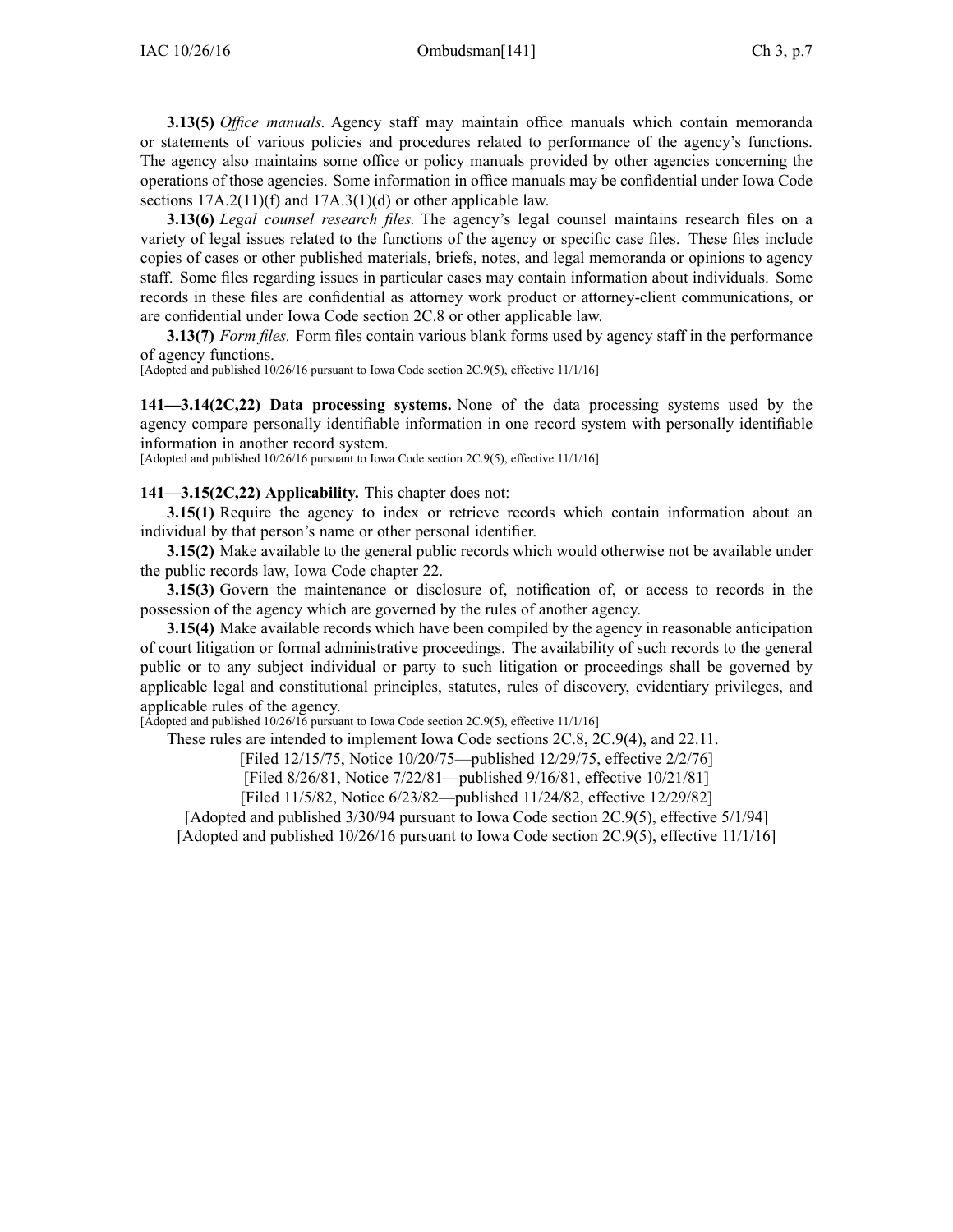**3.13(5)** *Office manuals.* Agency staff may maintain office manuals which contain memoranda or statements of various policies and procedures related to performance of the agency's functions. The agency also maintains some office or policy manuals provided by other agencies concerning the operations of those agencies. Some information in office manuals may be confidential under Iowa Code sections 17A.2(11)(f) and 17A.3(1)(d) or other applicable law.

**3.13(6)** *Legal counsel research files.* The agency's legal counsel maintains research files on a variety of legal issues related to the functions of the agency or specific case files. These files include copies of cases or other published materials, briefs, notes, and legal memoranda or opinions to agency staff. Some files regarding issues in particular cases may contain information about individuals. Some records in these files are confidential as attorney work product or attorney-client communications, or are confidential under Iowa Code section 2C.8 or other applicable law.

**3.13(7)** *Form files.* Form files contain various blank forms used by agency staff in the performance of agency functions.

[Adopted and published 10/26/16 pursuant to Iowa Code section 2C.9(5), effective 11/1/16]

**141—3.14(2C,22) Data processing systems.** None of the data processing systems used by the agency compare personally identifiable information in one record system with personally identifiable information in another record system.

[Adopted and published 10/26/16 pursuant to Iowa Code section 2C.9(5), effective 11/1/16]

**141—3.15(2C,22) Applicability.** This chapter does not:

**3.15(1)** Require the agency to index or retrieve records which contain information about an individual by that person's name or other personal identifier.

**3.15(2)** Make available to the general public records which would otherwise not be available under the public records law, Iowa Code chapter 22.

**3.15(3)** Govern the maintenance or disclosure of, notification of, or access to records in the possession of the agency which are governed by the rules of another agency.

**3.15(4)** Make available records which have been compiled by the agency in reasonable anticipation of court litigation or formal administrative proceedings. The availability of such records to the general public or to any subject individual or party to such litigation or proceedings shall be governed by applicable legal and constitutional principles, statutes, rules of discovery, evidentiary privileges, and applicable rules of the agency.

[Adopted and published 10/26/16 pursuant to Iowa Code section 2C.9(5), effective 11/1/16]

These rules are intended to implement Iowa Code sections 2C.8, 2C.9(4), and 22.11.

[Filed 12/15/75, Notice 10/20/75—published 12/29/75, effective 2/2/76]

[Filed 8/26/81, Notice 7/22/81—published 9/16/81, effective 10/21/81]

[Filed 11/5/82, Notice 6/23/82—published 11/24/82, effective 12/29/82]

[Adopted and published 3/30/94 pursuant to Iowa Code section 2C.9(5), effective 5/1/94]

[Adopted and published 10/26/16 pursuant to Iowa Code section 2C.9(5), effective 11/1/16]